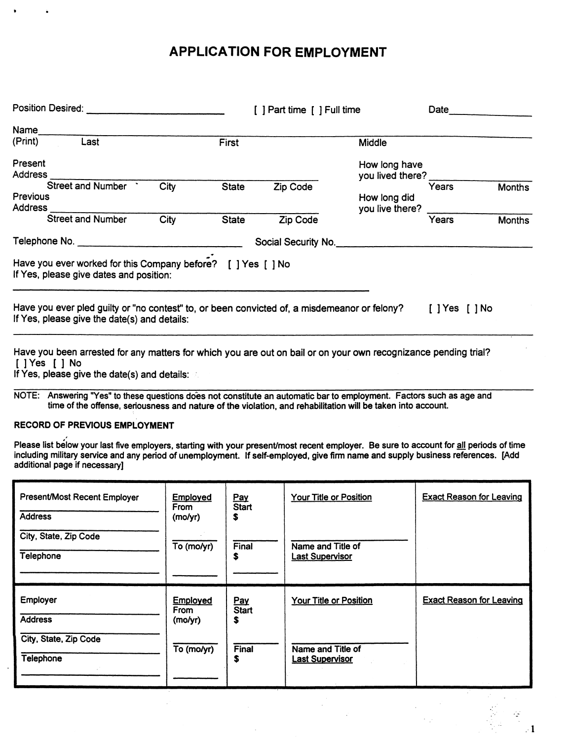# APPLICATION FOR EMPLOYMENT

Position Desired: ______________________ [ ] Part time [ ] Full time Date____________

Name (Print) ________________________________________________
Last First Middle

Present Address ______________________________________ How long have you lived there? ____________
Street and Number City State Zip Code Years Months

Previous Address ______________________________________ How long did you live there? ____________
Street and Number City State Zip Code Years Months

Telephone No. ______________________ Social Security No.______________________

Have you ever worked for this Company before? [ ] Yes [ ] No
If Yes, please give dates and position:

______________________________________________

Have you ever pled guilty or "no contest" to, or been convicted of, a misdemeanor or felony? [ ] Yes [ ] No
If Yes, please give the date(s) and details:

______________________________________________

Have you been arrested for any matters for which you are out on bail or on your own recognizance pending trial?
[ ] Yes [ ] No
If Yes, please give the date(s) and details:

______________________________________________

NOTE: Answering "Yes" to these questions does not constitute an automatic bar to employment. Factors such as age and time of the offense, seriousness and nature of the violation, and rehabilitation will be taken into account.

**RECORD OF PREVIOUS EMPLOYMENT**

Please list below your last five employers, starting with your present/most recent employer. Be sure to account for all periods of time including military service and any period of unemployment. If self-employed, give firm name and supply business references. [Add additional page if necessary]

| Present/Most Recent Employer<br>Address<br>City, State, Zip Code<br>Telephone | Employed From (mo/yr)<br><br>To (mo/yr) | Pay Start $<br><br>Final $ | Your Title or Position<br><br>Name and Title of Last Supervisor | Exact Reason for Leaving |
|---|---|---|---|---|
| Employer<br>Address<br>City, State, Zip Code<br>Telephone | Employed From (mo/yr)<br><br>To (mo/yr) | Pay Start $<br><br>Final $ | Your Title or Position<br><br>Name and Title of Last Supervisor | Exact Reason for Leaving |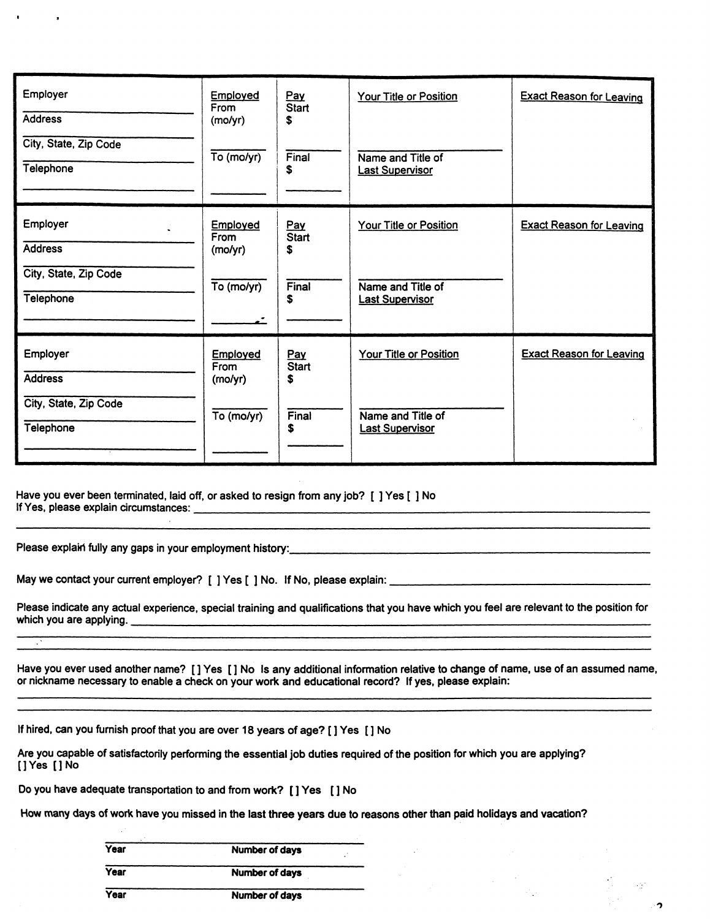| Employer<br>Address<br>City, State, Zip Code<br>Telephone | Employed From (mo/yr)<br><br>To (mo/yr) | Pay Start $<br><br>Final $ | Your Title or Position<br><br>Name and Title of Last Supervisor | Exact Reason for Leaving |
|---|---|---|---|---|
| Employer<br>Address<br>City, State, Zip Code<br>Telephone | Employed From (mo/yr)<br><br>To (mo/yr) | Pay Start $<br><br>Final $ | Your Title or Position<br><br>Name and Title of Last Supervisor | Exact Reason for Leaving |
| Employer<br>Address<br>City, State, Zip Code<br>Telephone | Employed From (mo/yr)<br><br>To (mo/yr) | Pay Start $<br><br>Final $ | Your Title or Position<br><br>Name and Title of Last Supervisor | Exact Reason for Leaving |

Have you ever been terminated, laid off, or asked to resign from any job? [ ] Yes [ ] No
If Yes, please explain circumstances: ____________________________________________

Please explain fully any gaps in your employment history: ____________________________________________

May we contact your current employer? [ ] Yes [ ] No. If No, please explain: ____________________________________________

Please indicate any actual experience, special training and qualifications that you have which you feel are relevant to the position for which you are applying. ____________________________________________

Have you ever used another name? [] Yes [] No Is any additional information relative to change of name, use of an assumed name, or nickname necessary to enable a check on your work and educational record? If yes, please explain:

____________________________________________

If hired, can you furnish proof that you are over 18 years of age? [] Yes [] No

Are you capable of satisfactorily performing the essential job duties required of the position for which you are applying?
[] Yes [] No

Do you have adequate transportation to and from work? [] Yes [] No

How many days of work have you missed in the last three years due to reasons other than paid holidays and vacation?

| Year | Number of days |
|---|---|
| Year | Number of days |
| Year | Number of days |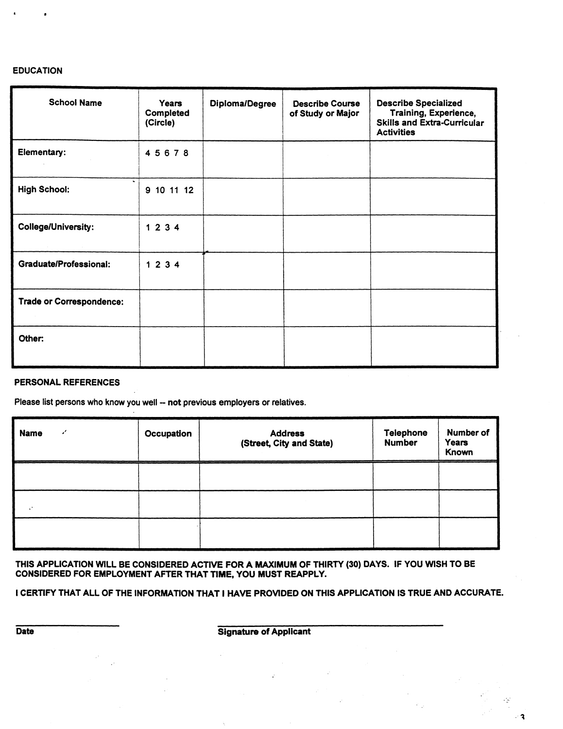## EDUCATION

| School Name | Years Completed (Circle) | Diploma/Degree | Describe Course of Study or Major | Describe Specialized Training, Experience, Skills and Extra-Curricular Activities |
|---|---|---|---|---|
| Elementary: | 4 5 6 7 8 | | | |
| High School: | 9 10 11 12 | | | |
| College/University: | 1 2 3 4 | | | |
| Graduate/Professional: | 1 2 3 4 | | | |
| Trade or Correspondence: | | | | |
| Other: | | | | |

## PERSONAL REFERENCES

Please list persons who know you well -- **not** previous employers or relatives.

| Name | Occupation | Address (Street, City and State) | Telephone Number | Number of Years Known |
|---|---|---|---|---|
| | | | | |
| | | | | |
| | | | | |

**THIS APPLICATION WILL BE CONSIDERED ACTIVE FOR A MAXIMUM OF THIRTY (30) DAYS. IF YOU WISH TO BE CONSIDERED FOR EMPLOYMENT AFTER THAT TIME, YOU MUST REAPPLY.**

**I CERTIFY THAT ALL OF THE INFORMATION THAT I HAVE PROVIDED ON THIS APPLICATION IS TRUE AND ACCURATE.**

______________________ Date

______________________________________ Signature of Applicant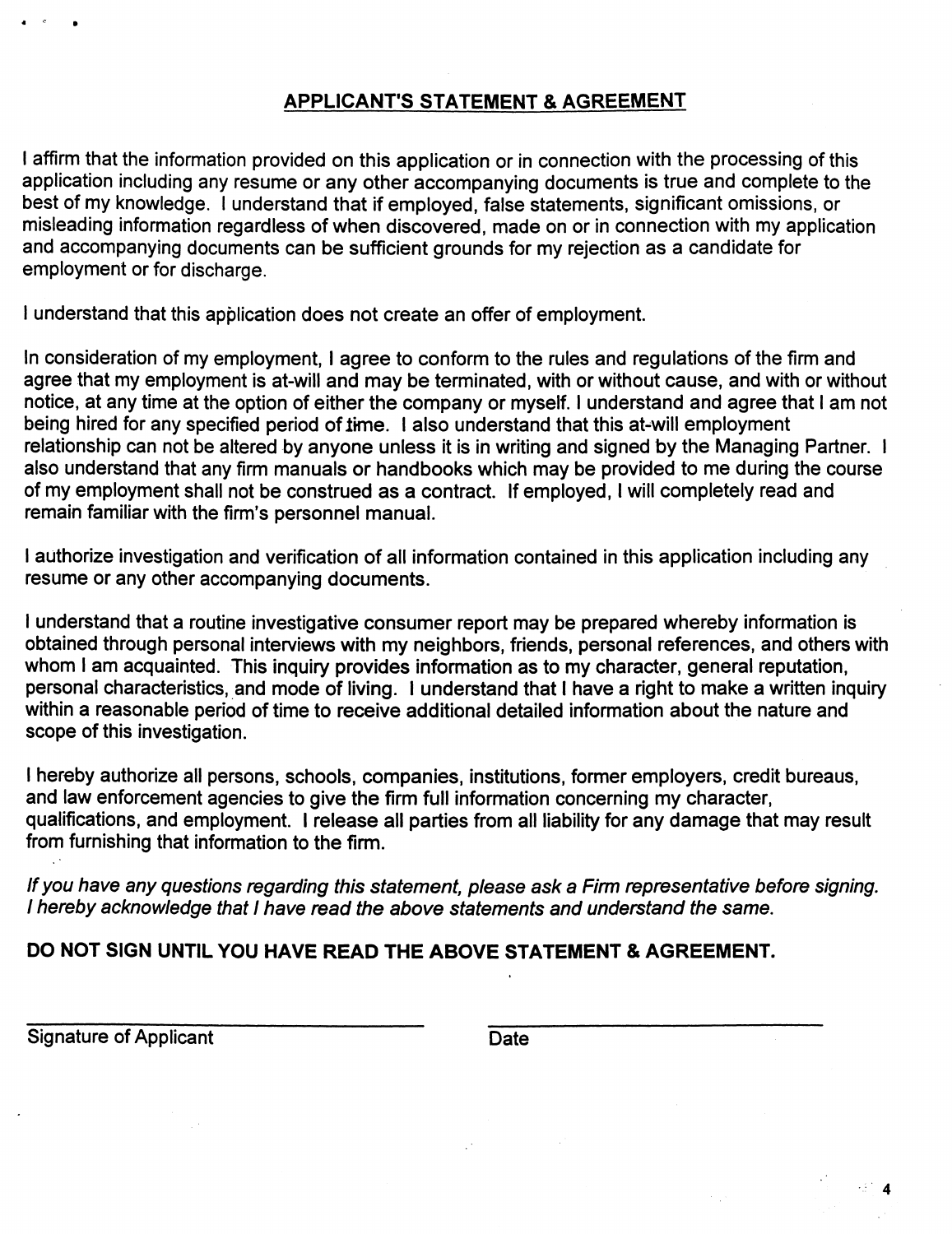## APPLICANT'S STATEMENT & AGREEMENT

I affirm that the information provided on this application or in connection with the processing of this application including any resume or any other accompanying documents is true and complete to the best of my knowledge. I understand that if employed, false statements, significant omissions, or misleading information regardless of when discovered, made on or in connection with my application and accompanying documents can be sufficient grounds for my rejection as a candidate for employment or for discharge.

I understand that this application does not create an offer of employment.

In consideration of my employment, I agree to conform to the rules and regulations of the firm and agree that my employment is at-will and may be terminated, with or without cause, and with or without notice, at any time at the option of either the company or myself. I understand and agree that I am not being hired for any specified period of time. I also understand that this at-will employment relationship can not be altered by anyone unless it is in writing and signed by the Managing Partner. I also understand that any firm manuals or handbooks which may be provided to me during the course of my employment shall not be construed as a contract. If employed, I will completely read and remain familiar with the firm's personnel manual.

I authorize investigation and verification of all information contained in this application including any resume or any other accompanying documents.

I understand that a routine investigative consumer report may be prepared whereby information is obtained through personal interviews with my neighbors, friends, personal references, and others with whom I am acquainted. This inquiry provides information as to my character, general reputation, personal characteristics, and mode of living. I understand that I have a right to make a written inquiry within a reasonable period of time to receive additional detailed information about the nature and scope of this investigation.

I hereby authorize all persons, schools, companies, institutions, former employers, credit bureaus, and law enforcement agencies to give the firm full information concerning my character, qualifications, and employment. I release all parties from all liability for any damage that may result from furnishing that information to the firm.

*If you have any questions regarding this statement, please ask a Firm representative before signing. I hereby acknowledge that I have read the above statements and understand the same.*

**DO NOT SIGN UNTIL YOU HAVE READ THE ABOVE STATEMENT & AGREEMENT.**

______________________________ Signature of Applicant

______________________________ Date